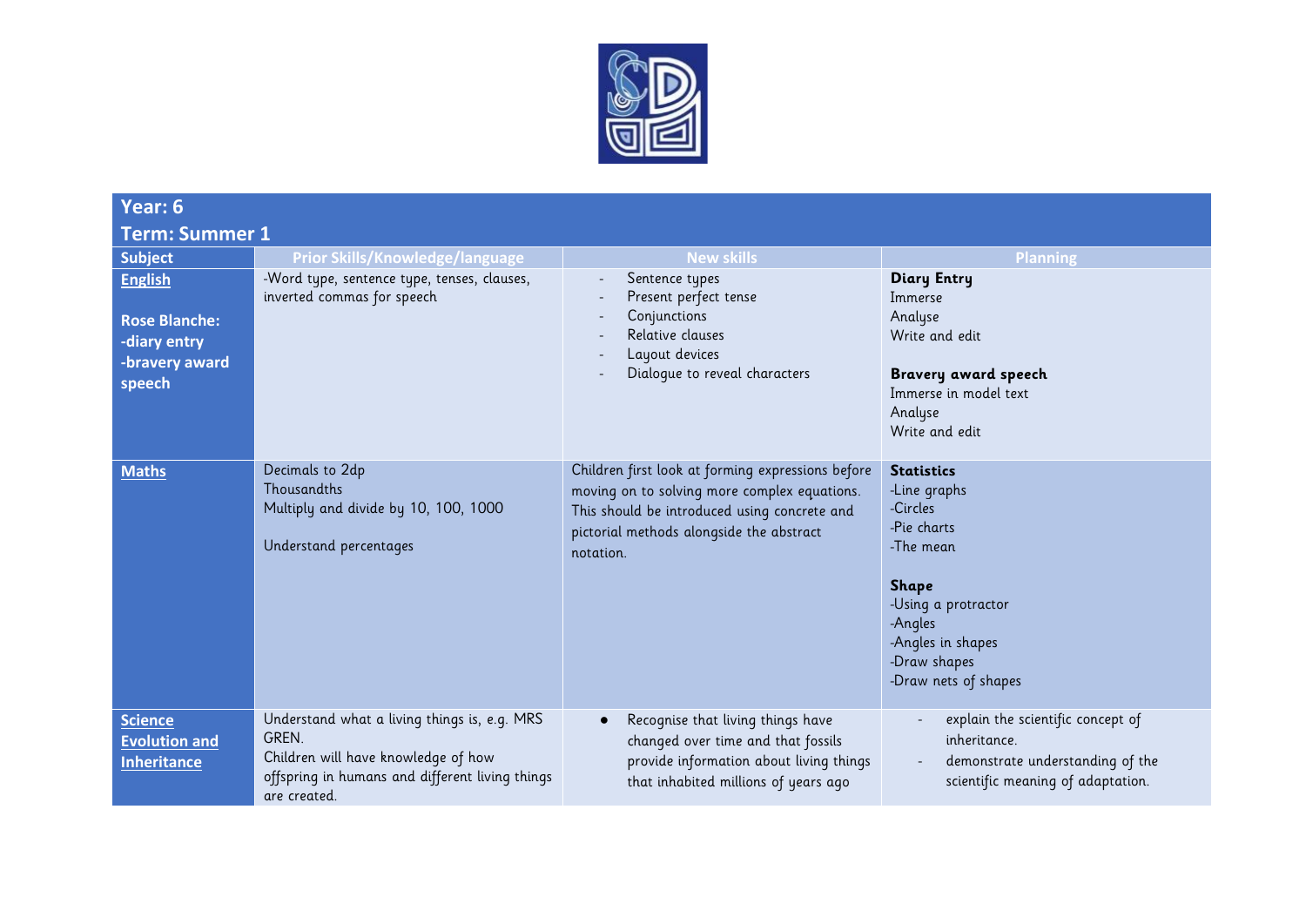## Year: 6
## Term: Summer 1

| Subject | Prior Skills/Knowledge/language | New skills | Planning |
|---|---|---|---|
| **English**<br><br>**Rose Blanche:**<br>**-diary entry**<br>**-bravery award speech** | -Word type, sentence type, tenses, clauses, inverted commas for speech | - Sentence types<br>- Present perfect tense<br>- Conjunctions<br>- Relative clauses<br>- Layout devices<br>- Dialogue to reveal characters | **Diary Entry**<br>Immerse<br>Analyse<br>Write and edit<br><br>**Bravery award speech**<br>Immerse in model text<br>Analyse<br>Write and edit |
| **Maths** | Decimals to 2dp<br>Thousandths<br>Multiply and divide by 10, 100, 1000<br><br>Understand percentages | Children first look at forming expressions before moving on to solving more complex equations. This should be introduced using concrete and pictorial methods alongside the abstract notation. | **Statistics**<br>-Line graphs<br>-Circles<br>-Pie charts<br>-The mean<br><br>**Shape**<br>-Using a protractor<br>-Angles<br>-Angles in shapes<br>-Draw shapes<br>-Draw nets of shapes |
| **Science**<br>**Evolution and Inheritance** | Understand what a living things is, e.g. MRS GREN.<br>Children will have knowledge of how offspring in humans and different living things are created. | • Recognise that living things have changed over time and that fossils provide information about living things that inhabited millions of years ago | - explain the scientific concept of inheritance.<br>- demonstrate understanding of the scientific meaning of adaptation. |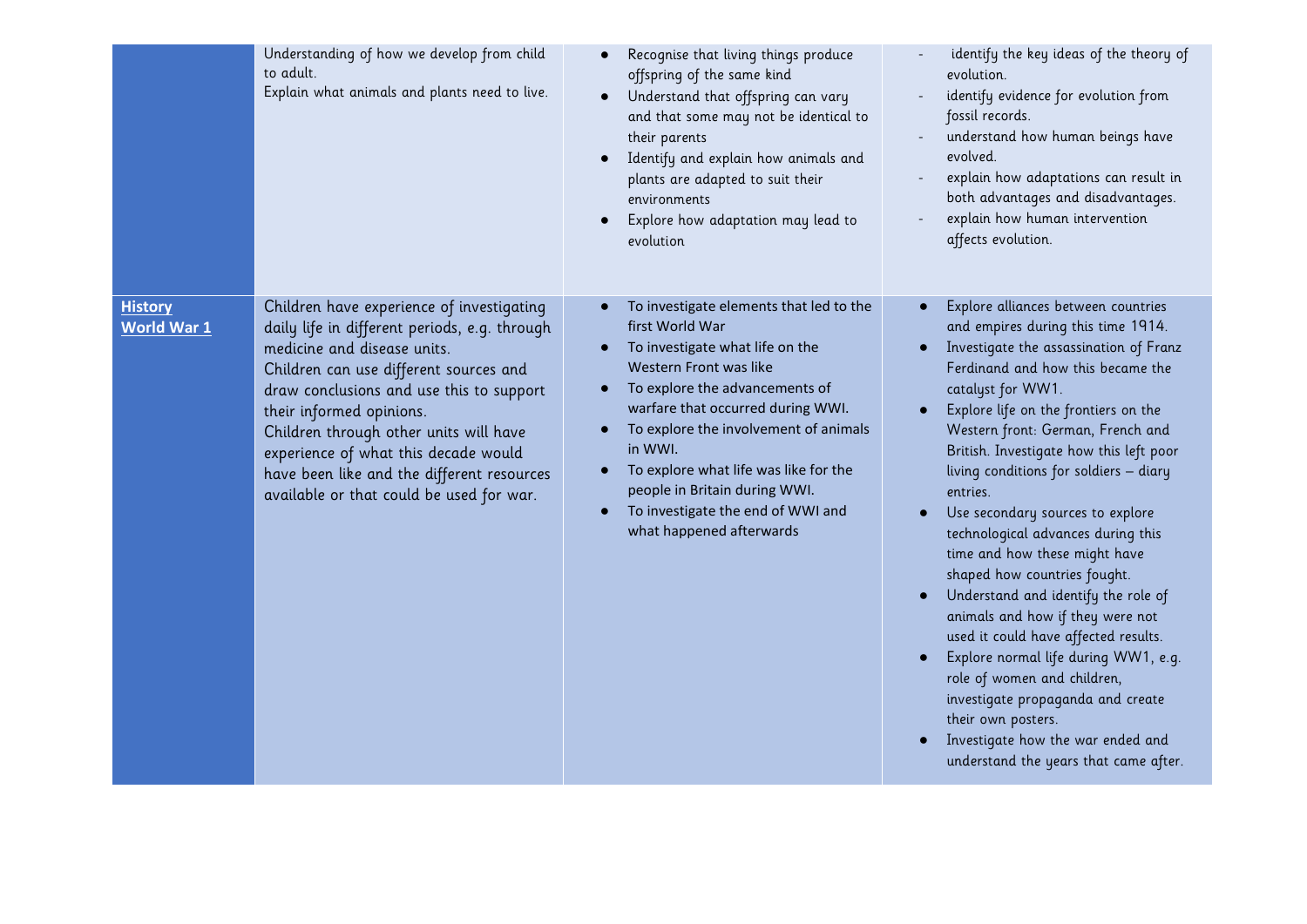| | | | |
|---|---|---|---|
| | Understanding of how we develop from child to adult.<br>Explain what animals and plants need to live. | ● Recognise that living things produce offspring of the same kind<br>● Understand that offspring can vary and that some may not be identical to their parents<br>● Identify and explain how animals and plants are adapted to suit their environments<br>● Explore how adaptation may lead to evolution | - identify the key ideas of the theory of evolution.<br>- identify evidence for evolution from fossil records.<br>- understand how human beings have evolved.<br>- explain how adaptations can result in both advantages and disadvantages.<br>- explain how human intervention affects evolution. |
| **History World War 1** | Children have experience of investigating daily life in different periods, e.g. through medicine and disease units.<br>Children can use different sources and draw conclusions and use this to support their informed opinions.<br>Children through other units will have experience of what this decade would have been like and the different resources available or that could be used for war. | ● To investigate elements that led to the first World War<br>● To investigate what life on the Western Front was like<br>● To explore the advancements of warfare that occurred during WWI.<br>● To explore the involvement of animals in WWI.<br>● To explore what life was like for the people in Britain during WWI.<br>● To investigate the end of WWI and what happened afterwards | ● Explore alliances between countries and empires during this time 1914.<br>● Investigate the assassination of Franz Ferdinand and how this became the catalyst for WW1.<br>● Explore life on the frontiers on the Western front: German, French and British. Investigate how this left poor living conditions for soldiers – diary entries.<br>● Use secondary sources to explore technological advances during this time and how these might have shaped how countries fought.<br>● Understand and identify the role of animals and how if they were not used it could have affected results.<br>● Explore normal life during WW1, e.g. role of women and children, investigate propaganda and create their own posters.<br>● Investigate how the war ended and understand the years that came after. |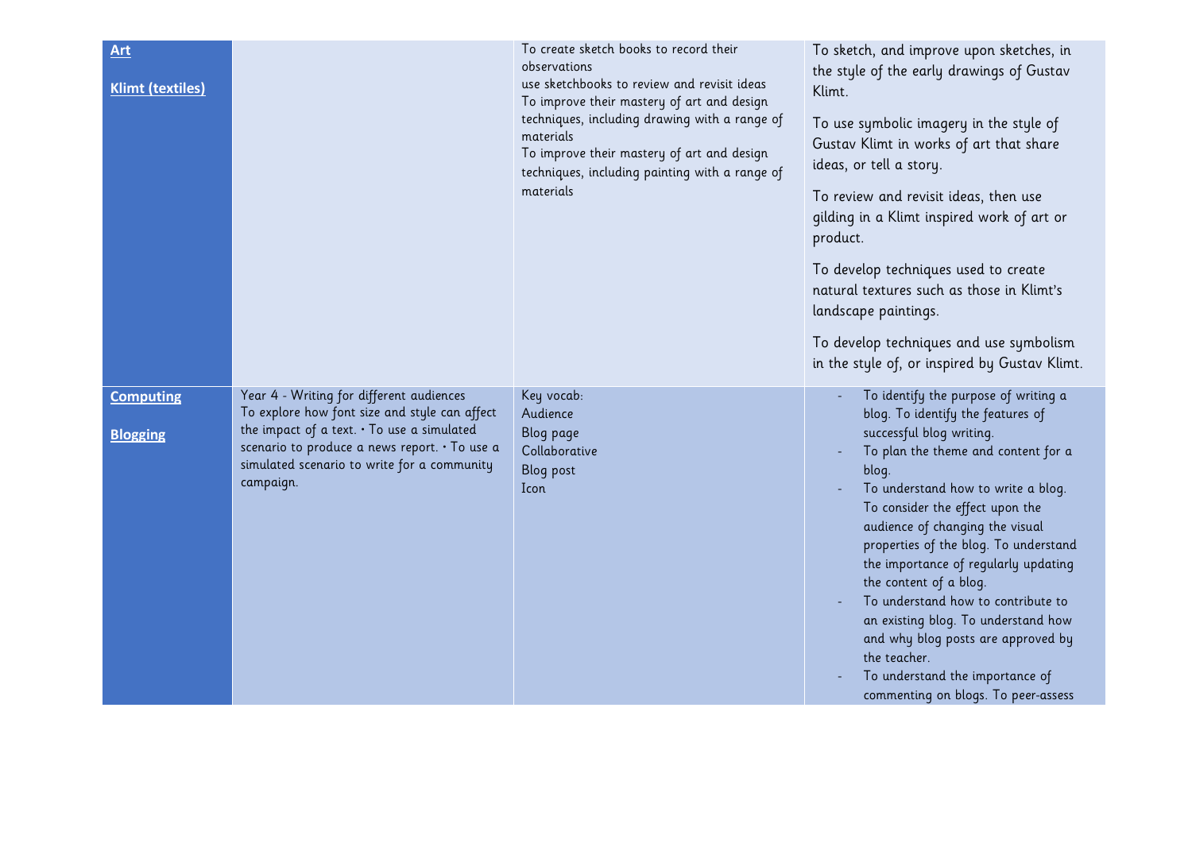| | | | |
|---|---|---|---|
| **Art**<br><br>**Klimt (textiles)** | | To create sketch books to record their observations<br>use sketchbooks to review and revisit ideas<br>To improve their mastery of art and design techniques, including drawing with a range of materials<br>To improve their mastery of art and design techniques, including painting with a range of materials | To sketch, and improve upon sketches, in the style of the early drawings of Gustav Klimt.<br><br>To use symbolic imagery in the style of Gustav Klimt in works of art that share ideas, or tell a story.<br><br>To review and revisit ideas, then use gilding in a Klimt inspired work of art or product.<br><br>To develop techniques used to create natural textures such as those in Klimt's landscape paintings.<br><br>To develop techniques and use symbolism in the style of, or inspired by Gustav Klimt. |
| **Computing**<br><br>**Blogging** | Year 4 - Writing for different audiences<br>To explore how font size and style can affect the impact of a text. • To use a simulated scenario to produce a news report. • To use a simulated scenario to write for a community campaign. | Key vocab:<br>Audience<br>Blog page<br>Collaborative<br>Blog post<br>Icon | - To identify the purpose of writing a blog. To identify the features of successful blog writing.<br>- To plan the theme and content for a blog.<br>- To understand how to write a blog. To consider the effect upon the audience of changing the visual properties of the blog. To understand the importance of regularly updating the content of a blog.<br>- To understand how to contribute to an existing blog. To understand how and why blog posts are approved by the teacher.<br>- To understand the importance of commenting on blogs. To peer-assess |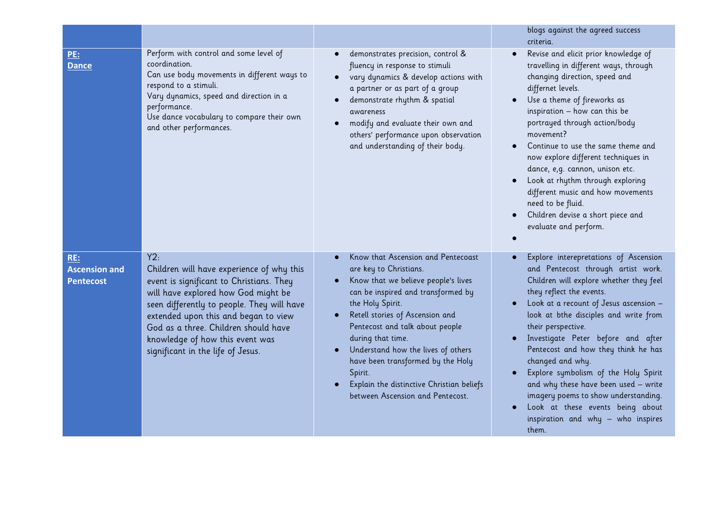| | | | |
|---|---|---|---|
| | | | blogs against the agreed success criteria. |
| **PE: Dance** | Perform with control and some level of coordination.<br>Can use body movements in different ways to respond to a stimuli.<br>Vary dynamics, speed and direction in a performance.<br>Use dance vocabulary to compare their own and other performances. | • demonstrates precision, control & fluency in response to stimuli<br>• vary dynamics & develop actions with a partner or as part of a group<br>• demonstrate rhythm & spatial awareness<br>• modify and evaluate their own and others' performance upon observation and understanding of their body. | • Revise and elicit prior knowledge of travelling in different ways, through changing direction, speed and differnet levels.<br>• Use a theme of fireworks as inspiration – how can this be portrayed through action/body movement?<br>• Continue to use the same theme and now explore different techniques in dance, e,g. cannon, unison etc.<br>• Look at rhythm through exploring different music and how movements need to be fluid.<br>• Children devise a short piece and evaluate and perform.<br>• |
| **RE: Ascension and Pentecost** | Y2:<br>Children will have experience of why this event is significant to Christians. They will have explored how God might be seen differently to people. They will have extended upon this and began to view God as a three. Children should have knowledge of how this event was significant in the life of Jesus. | • Know that Ascension and Pentecoast are key to Christians.<br>• Know that we believe people's lives can be inspired and transformed by the Holy Spirit.<br>• Retell stories of Ascension and Pentecost and talk about people during that time.<br>• Understand how the lives of others have been transformed by the Holy Spirit.<br>• Explain the distinctive Christian beliefs between Ascension and Pentecost. | • Explore interepretations of Ascension and Pentecost through artist work. Children will explore whether they feel they reflect the events.<br>• Look at a recount of Jesus ascension – look at bthe disciples and write from their perspective.<br>• Investigate Peter before and after Pentecost and how they think he has changed and why.<br>• Explore symbolism of the Holy Spirit and why these have been used – write imagery poems to show understanding.<br>• Look at these events being about inspiration and why – who inspires them. |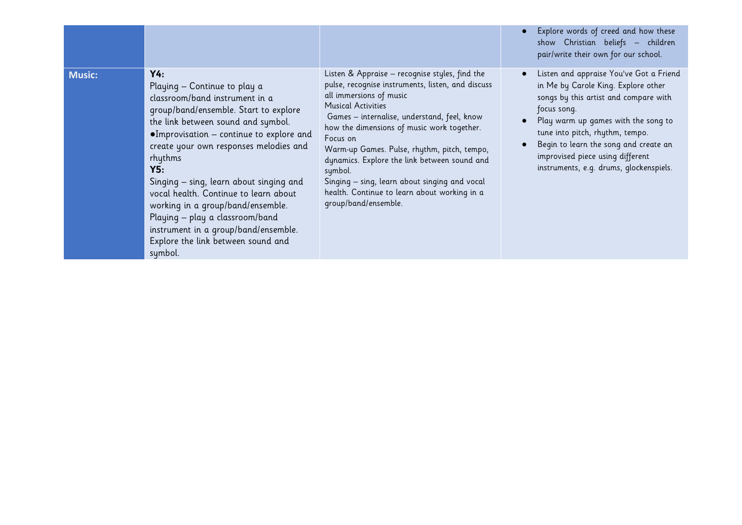| | | | |
|---|---|---|---|
| | | | • Explore words of creed and how these show Christian beliefs – children pair/write their own for our school. |
| **Music:** | **Y4:**<br>Playing – Continue to play a classroom/band instrument in a group/band/ensemble. Start to explore the link between sound and symbol.<br>•Improvisation – continue to explore and create your own responses melodies and rhythms<br>**Y5:**<br>Singing – sing, learn about singing and vocal health. Continue to learn about working in a group/band/ensemble.<br>Playing – play a classroom/band instrument in a group/band/ensemble. Explore the link between sound and symbol. | Listen & Appraise – recognise styles, find the pulse, recognise instruments, listen, and discuss all immersions of music<br>Musical Activities<br>Games – internalise, understand, feel, know how the dimensions of music work together. Focus on<br>Warm-up Games. Pulse, rhythm, pitch, tempo, dynamics. Explore the link between sound and symbol.<br>Singing – sing, learn about singing and vocal health. Continue to learn about working in a group/band/ensemble. | • Listen and appraise You've Got a Friend in Me by Carole King. Explore other songs by this artist and compare with focus song.<br>• Play warm up games with the song to tune into pitch, rhythm, tempo.<br>• Begin to learn the song and create an improvised piece using different instruments, e.g. drums, glockenspiels. |